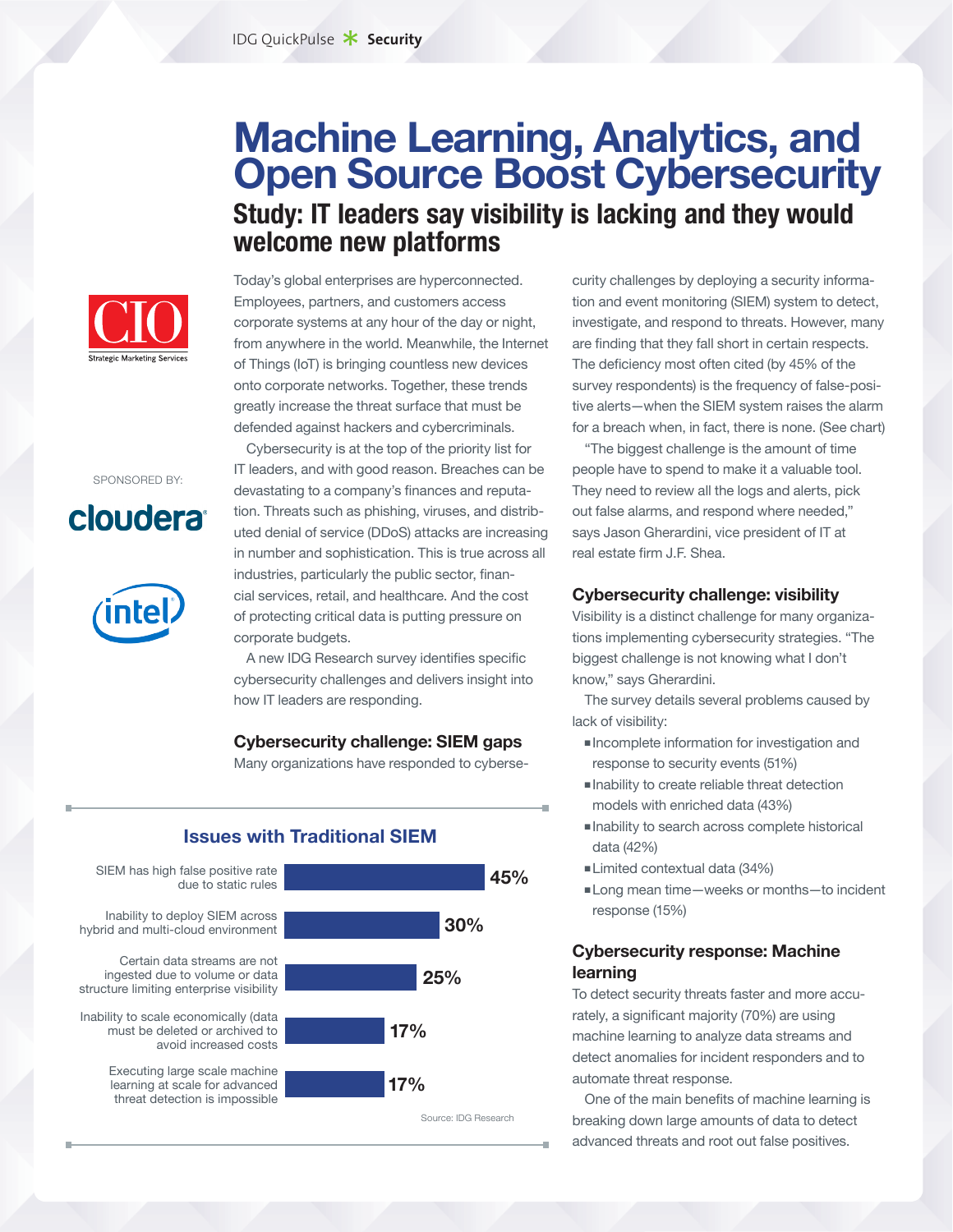# Machine Learning, Analytics, and Open Source Boost Cybersecurity

## Study: IT leaders say visibility is lacking and they would welcome new platforms

SPONSORED BY: cloudera, intel

Today's global enterprises are hyperconnected. Employees, partners, and customers access corporate systems at any hour of the day or night, from anywhere in the world. Meanwhile, the Internet of Things (IoT) is bringing countless new devices onto corporate networks. Together, these trends greatly increase the threat surface that must be defended against hackers and cybercriminals.

Cybersecurity is at the top of the priority list for IT leaders, and with good reason. Breaches can be devastating to a company's finances and reputation. Threats such as phishing, viruses, and distributed denial of service (DDoS) attacks are increasing in number and sophistication. This is true across all industries, particularly the public sector, financial services, retail, and healthcare. And the cost of protecting critical data is putting pressure on corporate budgets.

A new IDG Research survey identifies specific cybersecurity challenges and delivers insight into how IT leaders are responding.

### Cybersecurity challenge: SIEM gaps

Many organizations have responded to cybersecurity challenges by deploying a security information and event monitoring (SIEM) system to detect, investigate, and respond to threats. However, many are finding that they fall short in certain respects. The deficiency most often cited (by 45% of the survey respondents) is the frequency of false-positive alerts—when the SIEM system raises the alarm for a breach when, in fact, there is none. (See chart)

"The biggest challenge is the amount of time people have to spend to make it a valuable tool. They need to review all the logs and alerts, pick out false alarms, and respond where needed," says Jason Gherardini, vice president of IT at real estate firm J.F. Shea.

**Issues with Traditional SIEM**

| Issue | Percentage |
|---|---|
| SIEM has high false positive rate due to static rules | 45% |
| Inability to deploy SIEM across hybrid and multi-cloud environment | 30% |
| Certain data streams are not ingested due to volume or data structure limiting enterprise visibility | 25% |
| Inability to scale economically (data must be deleted or archived to avoid increased costs | 17% |
| Executing large scale machine learning at scale for advanced threat detection is impossible | 17% |

Source: IDG Research

### Cybersecurity challenge: visibility

Visibility is a distinct challenge for many organizations implementing cybersecurity strategies. "The biggest challenge is not knowing what I don't know," says Gherardini.

The survey details several problems caused by lack of visibility:

- Incomplete information for investigation and response to security events (51%)
- Inability to create reliable threat detection models with enriched data (43%)
- Inability to search across complete historical data (42%)
- Limited contextual data (34%)
- Long mean time—weeks or months—to incident response (15%)

### Cybersecurity response: Machine learning

To detect security threats faster and more accurately, a significant majority (70%) are using machine learning to analyze data streams and detect anomalies for incident responders and to automate threat response.

One of the main benefits of machine learning is breaking down large amounts of data to detect advanced threats and root out false positives.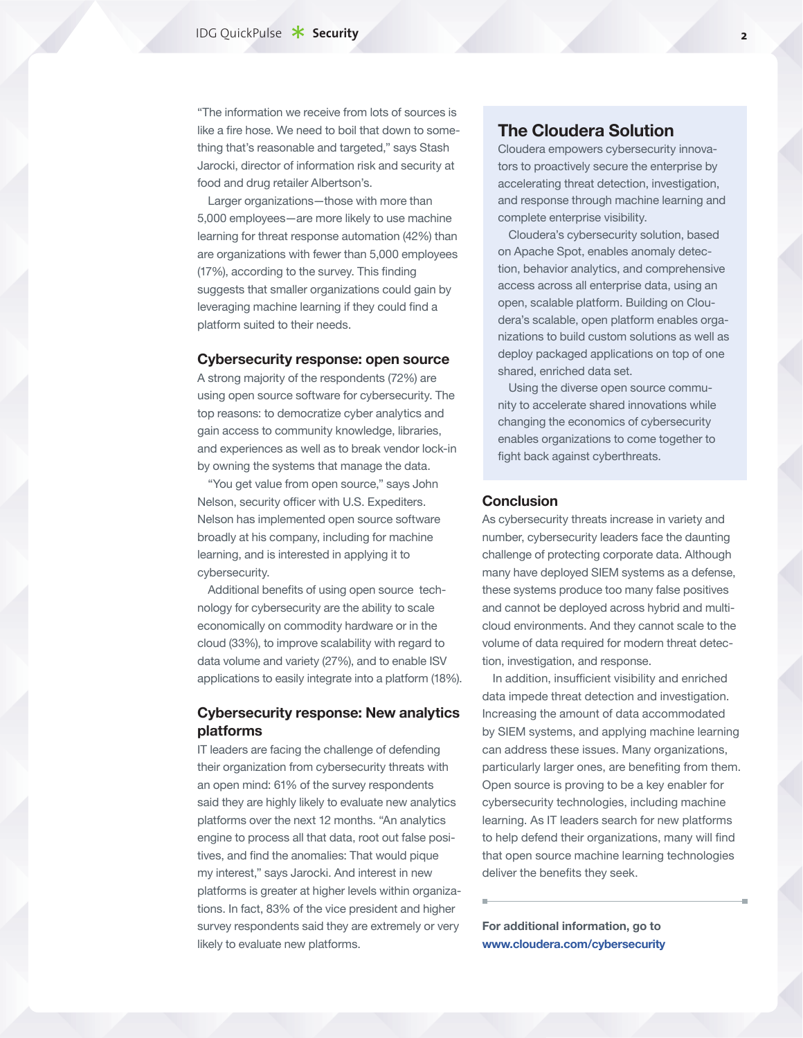"The information we receive from lots of sources is like a fire hose. We need to boil that down to something that's reasonable and targeted," says Stash Jarocki, director of information risk and security at food and drug retailer Albertson's.

Larger organizations—those with more than 5,000 employees—are more likely to use machine learning for threat response automation (42%) than are organizations with fewer than 5,000 employees (17%), according to the survey. This finding suggests that smaller organizations could gain by leveraging machine learning if they could find a platform suited to their needs.

## Cybersecurity response: open source

A strong majority of the respondents (72%) are using open source software for cybersecurity. The top reasons: to democratize cyber analytics and gain access to community knowledge, libraries, and experiences as well as to break vendor lock-in by owning the systems that manage the data.

"You get value from open source," says John Nelson, security officer with U.S. Expediters. Nelson has implemented open source software broadly at his company, including for machine learning, and is interested in applying it to cybersecurity.

Additional benefits of using open source technology for cybersecurity are the ability to scale economically on commodity hardware or in the cloud (33%), to improve scalability with regard to data volume and variety (27%), and to enable ISV applications to easily integrate into a platform (18%).

## Cybersecurity response: New analytics platforms

IT leaders are facing the challenge of defending their organization from cybersecurity threats with an open mind: 61% of the survey respondents said they are highly likely to evaluate new analytics platforms over the next 12 months. "An analytics engine to process all that data, root out false positives, and find the anomalies: That would pique my interest," says Jarocki. And interest in new platforms is greater at higher levels within organizations. In fact, 83% of the vice president and higher survey respondents said they are extremely or very likely to evaluate new platforms.

## The Cloudera Solution

Cloudera empowers cybersecurity innovators to proactively secure the enterprise by accelerating threat detection, investigation, and response through machine learning and complete enterprise visibility.

Cloudera's cybersecurity solution, based on Apache Spot, enables anomaly detection, behavior analytics, and comprehensive access across all enterprise data, using an open, scalable platform. Building on Cloudera's scalable, open platform enables organizations to build custom solutions as well as deploy packaged applications on top of one shared, enriched data set.

Using the diverse open source community to accelerate shared innovations while changing the economics of cybersecurity enables organizations to come together to fight back against cyberthreats.

## Conclusion

As cybersecurity threats increase in variety and number, cybersecurity leaders face the daunting challenge of protecting corporate data. Although many have deployed SIEM systems as a defense, these systems produce too many false positives and cannot be deployed across hybrid and multicloud environments. And they cannot scale to the volume of data required for modern threat detection, investigation, and response.

In addition, insufficient visibility and enriched data impede threat detection and investigation. Increasing the amount of data accommodated by SIEM systems, and applying machine learning can address these issues. Many organizations, particularly larger ones, are benefiting from them. Open source is proving to be a key enabler for cybersecurity technologies, including machine learning. As IT leaders search for new platforms to help defend their organizations, many will find that open source machine learning technologies deliver the benefits they seek.

---

**For additional information, go to [www.cloudera.com/cybersecurity](http://www.cloudera.com/cybersecurity)**